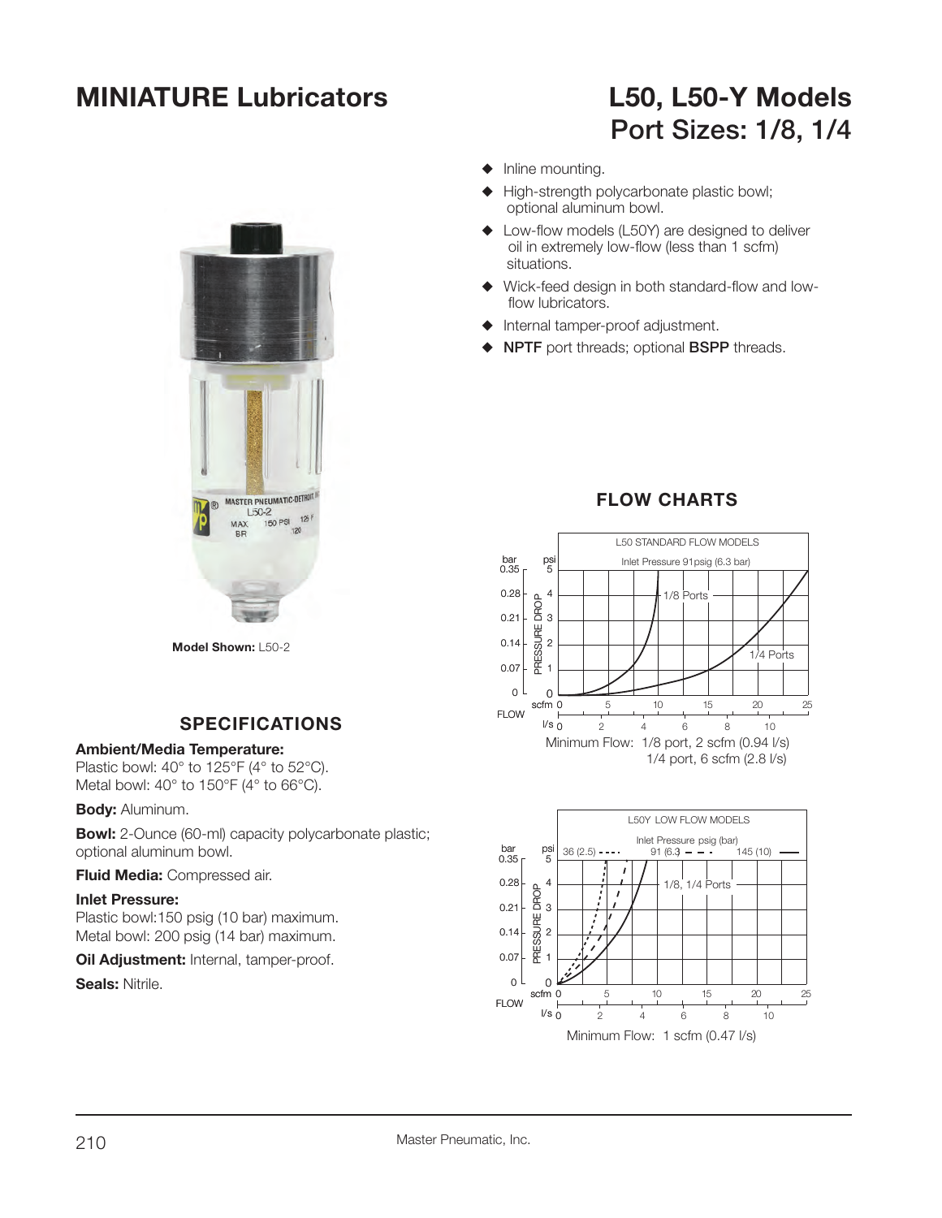# MINIATURE Lubricators

# L50, L50-Y Models
## Port Sizes: 1/8, 1/4

- Inline mounting.
- High-strength polycarbonate plastic bowl; optional aluminum bowl.
- Low-flow models (L50Y) are designed to deliver oil in extremely low-flow (less than 1 scfm) situations.
- Wick-feed design in both standard-flow and low-flow lubricators.
- Internal tamper-proof adjustment.
- **NPTF** port threads; optional **BSPP** threads.

**Model Shown:** L50-2

## FLOW CHARTS

L50 STANDARD FLOW MODELS

Inlet Pressure 91psig (6.3 bar)

Minimum Flow: 1/8 port, 2 scfm (0.94 l/s)
1/4 port, 6 scfm (2.8 l/s)

L50Y LOW FLOW MODELS

Inlet Pressure psig (bar): 36 (2.5), 91 (6.3), 145 (10)

Minimum Flow: 1 scfm (0.47 l/s)

## SPECIFICATIONS

**Ambient/Media Temperature:**
Plastic bowl: 40° to 125°F (4° to 52°C).
Metal bowl: 40° to 150°F (4° to 66°C).

**Body:** Aluminum.

**Bowl:** 2-Ounce (60-ml) capacity polycarbonate plastic; optional aluminum bowl.

**Fluid Media:** Compressed air.

**Inlet Pressure:**
Plastic bowl:150 psig (10 bar) maximum.
Metal bowl: 200 psig (14 bar) maximum.

**Oil Adjustment:** Internal, tamper-proof.

**Seals:** Nitrile.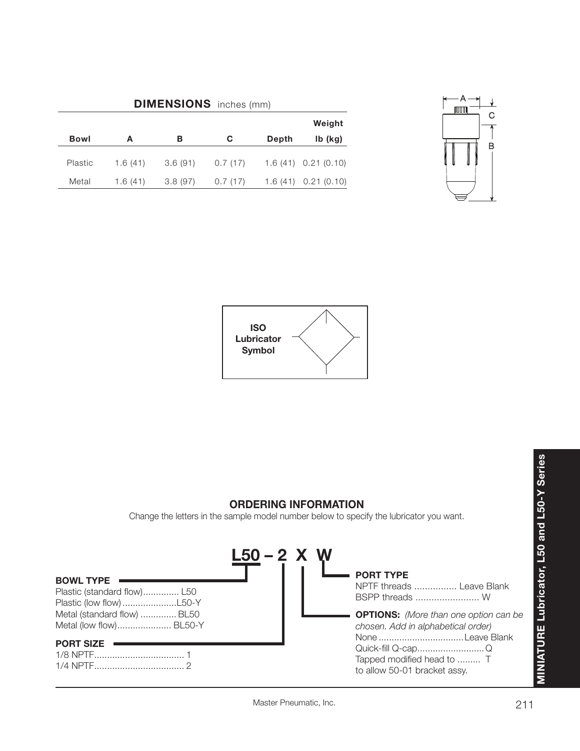## DIMENSIONS inches (mm)

| Bowl | A | B | C | Depth | Weight lb (kg) |
|---|---|---|---|---|---|
| Plastic | 1.6 (41) | 3.6 (91) | 0.7 (17) | 1.6 (41) | 0.21 (0.10) |
| Metal | 1.6 (41) | 3.8 (97) | 0.7 (17) | 1.6 (41) | 0.21 (0.10) |

A

C

B

**ISO Lubricator Symbol**

## ORDERING INFORMATION

Change the letters in the sample model number below to specify the lubricator you want.

**L50 – 2 X W**

**BOWL TYPE**

Plastic (standard flow).............. L50
Plastic (low flow).....................L50-Y
Metal (standard flow) .............. BL50
Metal (low flow)..................... BL50-Y

**PORT SIZE**

1/8 NPTF................................... 1
1/4 NPTF................................... 2

**PORT TYPE**

NPTF threads ................ Leave Blank
BSPP threads ........................ W

**OPTIONS:** *(More than one option can be chosen. Add in alphabetical order)*

None .................................Leave Blank
Quick-fill Q-cap..........................Q
Tapped modified head to ......... T
to allow 50-01 bracket assy.

Master Pneumatic, Inc.